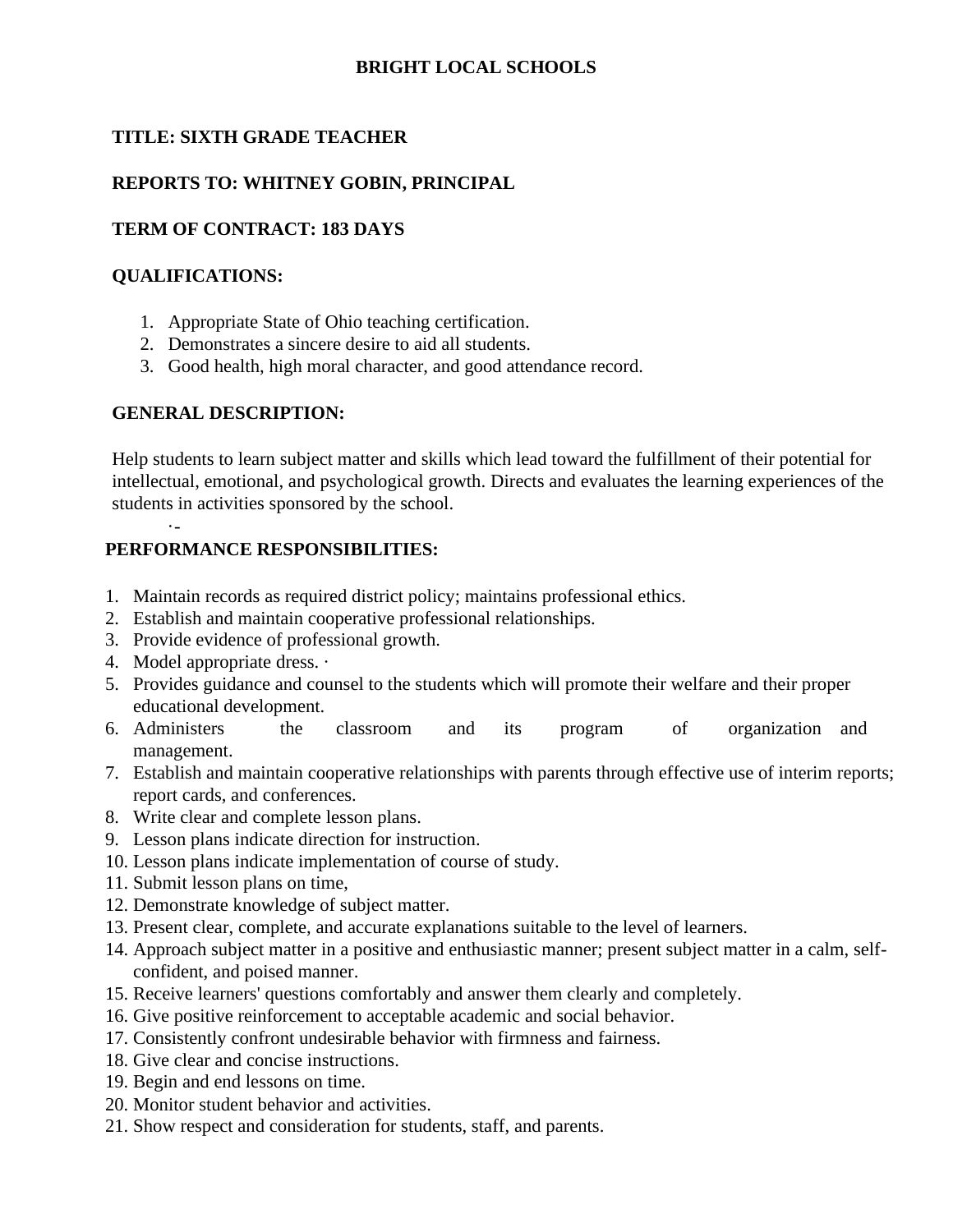# BRIGHT LOCAL SCHOOLS

**TITLE: SIXTH GRADE TEACHER**

**REPORTS TO: WHITNEY GOBIN, PRINCIPAL**

**TERM OF CONTRACT: 183 DAYS**

**QUALIFICATIONS:**

1. Appropriate State of Ohio teaching certification.
2. Demonstrates a sincere desire to aid all students.
3. Good health, high moral character, and good attendance record.

**GENERAL DESCRIPTION:**

Help students to learn subject matter and skills which lead toward the fulfillment of their potential for intellectual, emotional, and psychological growth. Directs and evaluates the learning experiences of the students in activities sponsored by the school.

**PERFORMANCE RESPONSIBILITIES:**

1. Maintain records as required district policy; maintains professional ethics.
2. Establish and maintain cooperative professional relationships.
3. Provide evidence of professional growth.
4. Model appropriate dress. ·
5. Provides guidance and counsel to the students which will promote their welfare and their proper educational development.
6. Administers the classroom and its program of organization and management.
7. Establish and maintain cooperative relationships with parents through effective use of interim reports; report cards, and conferences.
8. Write clear and complete lesson plans.
9. Lesson plans indicate direction for instruction.
10. Lesson plans indicate implementation of course of study.
11. Submit lesson plans on time,
12. Demonstrate knowledge of subject matter.
13. Present clear, complete, and accurate explanations suitable to the level of learners.
14. Approach subject matter in a positive and enthusiastic manner; present subject matter in a calm, self-confident, and poised manner.
15. Receive learners' questions comfortably and answer them clearly and completely.
16. Give positive reinforcement to acceptable academic and social behavior.
17. Consistently confront undesirable behavior with firmness and fairness.
18. Give clear and concise instructions.
19. Begin and end lessons on time.
20. Monitor student behavior and activities.
21. Show respect and consideration for students, staff, and parents.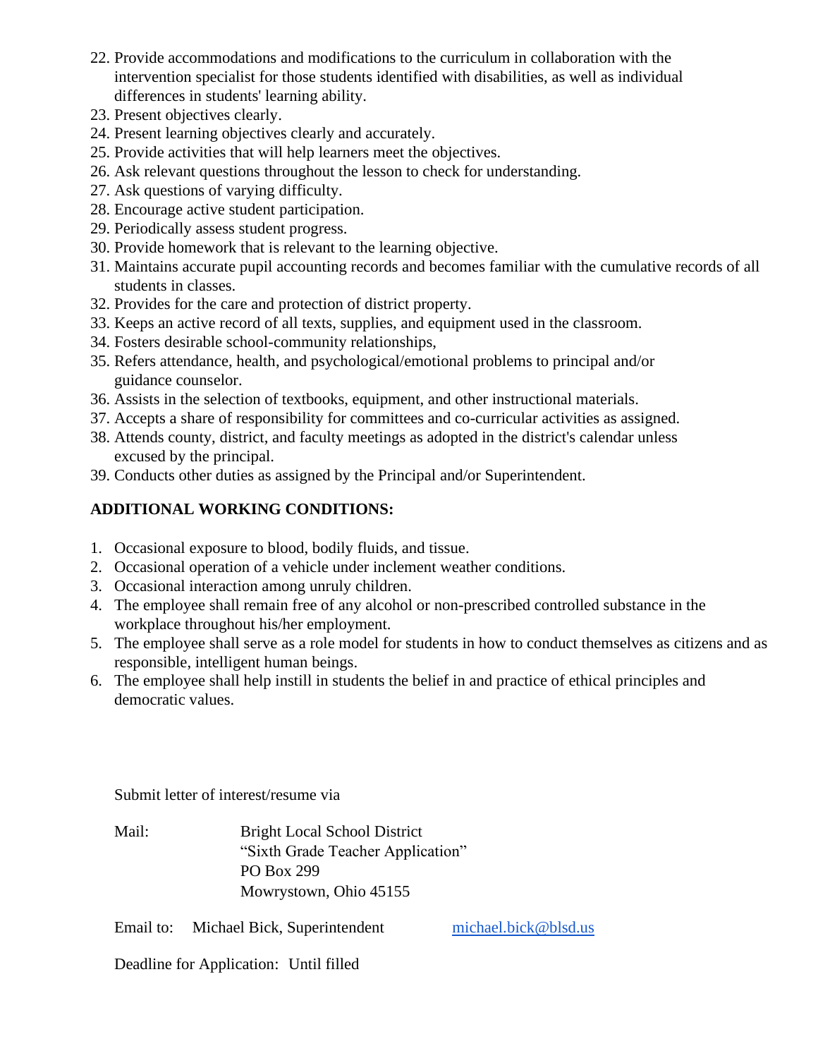22. Provide accommodations and modifications to the curriculum in collaboration with the intervention specialist for those students identified with disabilities, as well as individual differences in students' learning ability.
23. Present objectives clearly.
24. Present learning objectives clearly and accurately.
25. Provide activities that will help learners meet the objectives.
26. Ask relevant questions throughout the lesson to check for understanding.
27. Ask questions of varying difficulty.
28. Encourage active student participation.
29. Periodically assess student progress.
30. Provide homework that is relevant to the learning objective.
31. Maintains accurate pupil accounting records and becomes familiar with the cumulative records of all students in classes.
32. Provides for the care and protection of district property.
33. Keeps an active record of all texts, supplies, and equipment used in the classroom.
34. Fosters desirable school-community relationships,
35. Refers attendance, health, and psychological/emotional problems to principal and/or guidance counselor.
36. Assists in the selection of textbooks, equipment, and other instructional materials.
37. Accepts a share of responsibility for committees and co-curricular activities as assigned.
38. Attends county, district, and faculty meetings as adopted in the district's calendar unless excused by the principal.
39. Conducts other duties as assigned by the Principal and/or Superintendent.

**ADDITIONAL WORKING CONDITIONS:**

1. Occasional exposure to blood, bodily fluids, and tissue.
2. Occasional operation of a vehicle under inclement weather conditions.
3. Occasional interaction among unruly children.
4. The employee shall remain free of any alcohol or non-prescribed controlled substance in the workplace throughout his/her employment.
5. The employee shall serve as a role model for students in how to conduct themselves as citizens and as responsible, intelligent human beings.
6. The employee shall help instill in students the belief in and practice of ethical principles and democratic values.

Submit letter of interest/resume via

Mail: Bright Local School District
"Sixth Grade Teacher Application"
PO Box 299
Mowrystown, Ohio 45155

Email to: Michael Bick, Superintendent michael.bick@blsd.us

Deadline for Application: Until filled